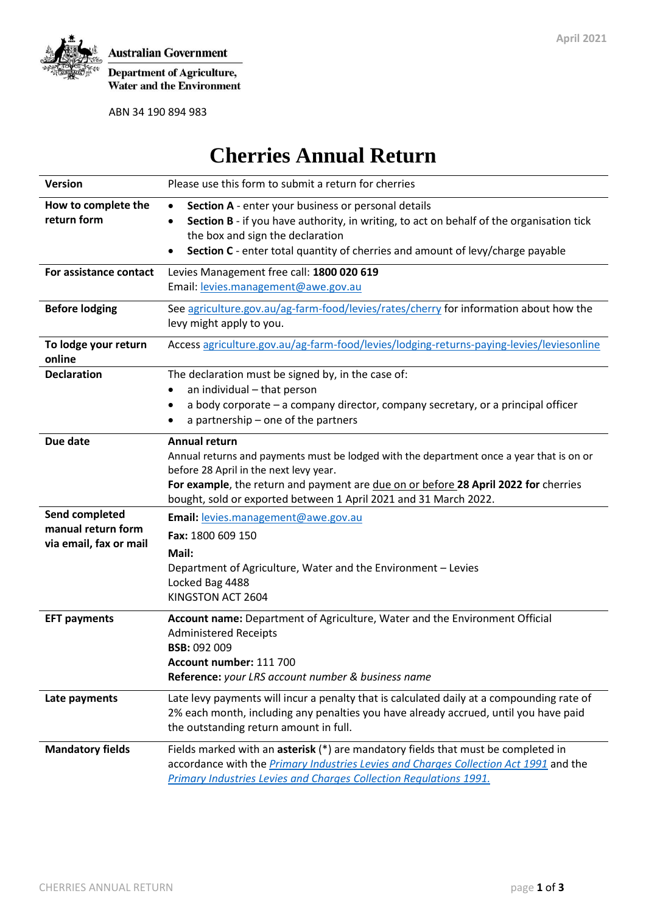April 2021

Australian Government

Department of Agriculture, Water and the Environment

ABN 34 190 894 983

# Cherries Annual Return

| | |
|---|---|
| **Version** | Please use this form to submit a return for cherries |
| **How to complete the return form** | • **Section A** - enter your business or personal details<br>• **Section B** - if you have authority, in writing, to act on behalf of the organisation tick the box and sign the declaration<br>• **Section C** - enter total quantity of cherries and amount of levy/charge payable |
| **For assistance contact** | Levies Management free call: **1800 020 619**<br>Email: levies.management@awe.gov.au |
| **Before lodging** | See agriculture.gov.au/ag-farm-food/levies/rates/cherry for information about how the levy might apply to you. |
| **To lodge your return online** | Access agriculture.gov.au/ag-farm-food/levies/lodging-returns-paying-levies/leviesonline |
| **Declaration** | The declaration must be signed by, in the case of:<br>• an individual – that person<br>• a body corporate – a company director, company secretary, or a principal officer<br>• a partnership – one of the partners |
| **Due date** | **Annual return**<br>Annual returns and payments must be lodged with the department once a year that is on or before 28 April in the next levy year.<br>**For example**, the return and payment are due on or before **28 April 2022 for** cherries bought, sold or exported between 1 April 2021 and 31 March 2022. |
| **Send completed manual return form via email, fax or mail** | **Email:** levies.management@awe.gov.au<br>**Fax:** 1800 609 150<br>**Mail:**<br>Department of Agriculture, Water and the Environment – Levies<br>Locked Bag 4488<br>KINGSTON ACT 2604 |
| **EFT payments** | **Account name:** Department of Agriculture, Water and the Environment Official Administered Receipts<br>**BSB:** 092 009<br>**Account number:** 111 700<br>**Reference:** *your LRS account number & business name* |
| **Late payments** | Late levy payments will incur a penalty that is calculated daily at a compounding rate of 2% each month, including any penalties you have already accrued, until you have paid the outstanding return amount in full. |
| **Mandatory fields** | Fields marked with an **asterisk** (*) are mandatory fields that must be completed in accordance with the *Primary Industries Levies and Charges Collection Act 1991* and the *Primary Industries Levies and Charges Collection Regulations 1991.* |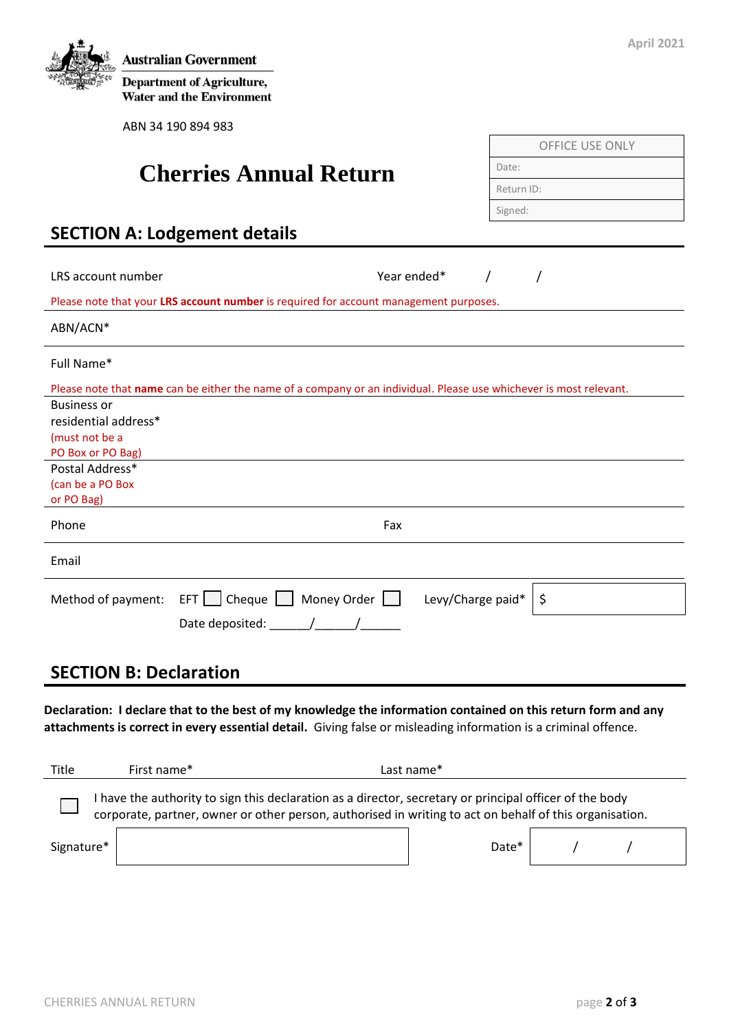April 2021

Australian Government

Department of Agriculture, Water and the Environment

ABN 34 190 894 983

| OFFICE USE ONLY |
| --- |
| Date: |
| Return ID: |
| Signed: |

# Cherries Annual Return

## SECTION A: Lodgement details

LRS account number | Year ended* / /

Please note that your **LRS account number** is required for account management purposes.

ABN/ACN*

Full Name*

Please note that **name** can be either the name of a company or an individual. Please use whichever is most relevant.

Business or residential address* (must not be a PO Box or PO Bag)

Postal Address* (can be a PO Box or PO Bag)

Phone | Fax

Email

Method of payment: EFT ☐ Cheque ☐ Money Order ☐ | Levy/Charge paid* $

Date deposited: ______/______/______

## SECTION B: Declaration

**Declaration: I declare that to the best of my knowledge the information contained on this return form and any attachments is correct in every essential detail.** Giving false or misleading information is a criminal offence.

Title | First name* | Last name*

☐ I have the authority to sign this declaration as a director, secretary or principal officer of the body corporate, partner, owner or other person, authorised in writing to act on behalf of this organisation.

Signature* | Date* / /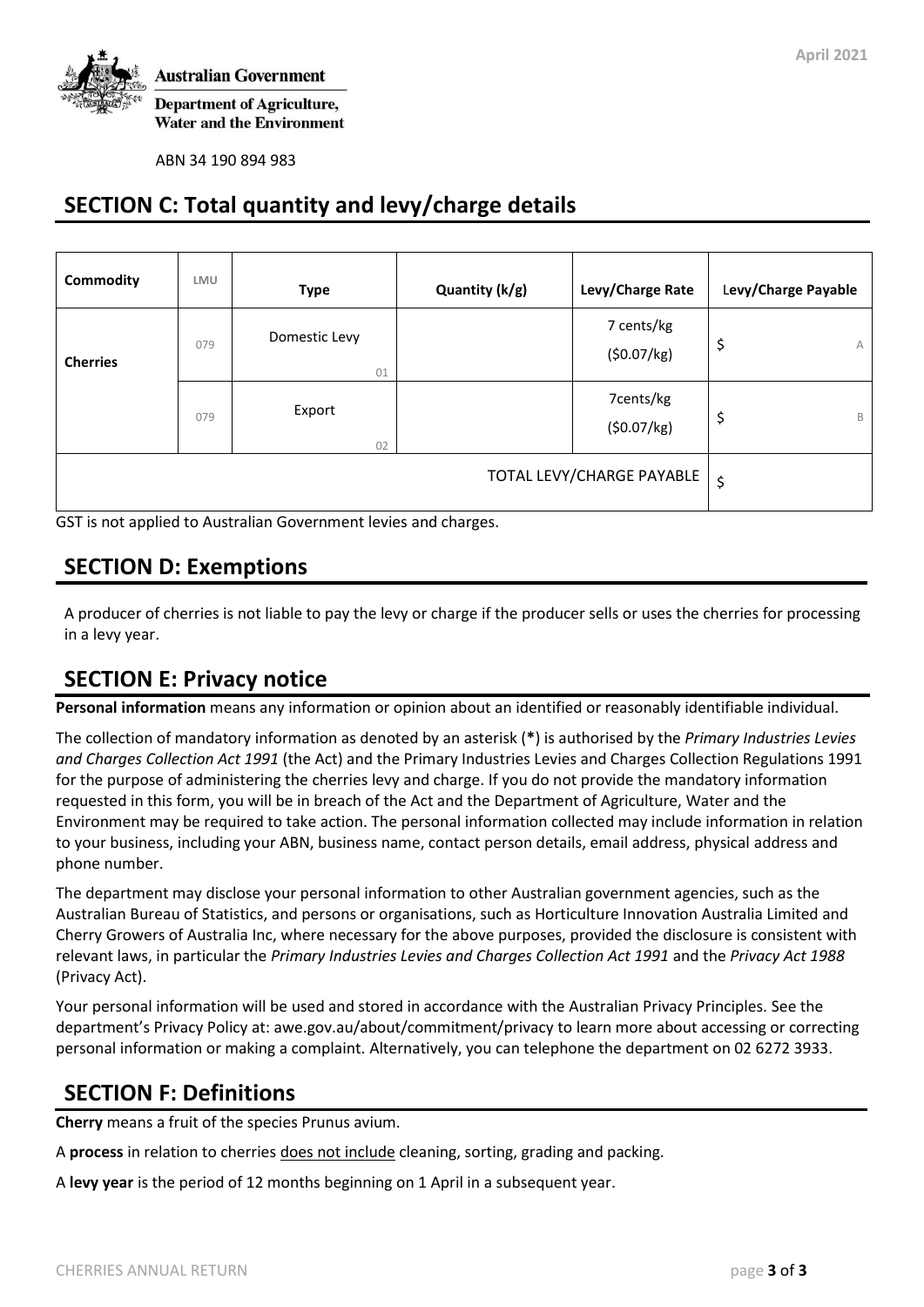Australian Government

Department of Agriculture, Water and the Environment

ABN 34 190 894 983

## SECTION C: Total quantity and levy/charge details

| Commodity | LMU | Type | Quantity (k/g) | Levy/Charge Rate | Levy/Charge Payable |
|---|---|---|---|---|---|
| **Cherries** | 079 | Domestic Levy 01 | | 7 cents/kg ($0.07/kg) | $ A |
| | 079 | Export 02 | | 7cents/kg ($0.07/kg) | $ B |
| TOTAL LEVY/CHARGE PAYABLE | | | | | $ |

GST is not applied to Australian Government levies and charges.

## SECTION D: Exemptions

A producer of cherries is not liable to pay the levy or charge if the producer sells or uses the cherries for processing in a levy year.

## SECTION E: Privacy notice

**Personal information** means any information or opinion about an identified or reasonably identifiable individual.

The collection of mandatory information as denoted by an asterisk (*) is authorised by the *Primary Industries Levies and Charges Collection Act 1991* (the Act) and the Primary Industries Levies and Charges Collection Regulations 1991 for the purpose of administering the cherries levy and charge. If you do not provide the mandatory information requested in this form, you will be in breach of the Act and the Department of Agriculture, Water and the Environment may be required to take action. The personal information collected may include information in relation to your business, including your ABN, business name, contact person details, email address, physical address and phone number.

The department may disclose your personal information to other Australian government agencies, such as the Australian Bureau of Statistics, and persons or organisations, such as Horticulture Innovation Australia Limited and Cherry Growers of Australia Inc, where necessary for the above purposes, provided the disclosure is consistent with relevant laws, in particular the *Primary Industries Levies and Charges Collection Act 1991* and the *Privacy Act 1988* (Privacy Act).

Your personal information will be used and stored in accordance with the Australian Privacy Principles. See the department's Privacy Policy at: awe.gov.au/about/commitment/privacy to learn more about accessing or correcting personal information or making a complaint. Alternatively, you can telephone the department on 02 6272 3933.

## SECTION F: Definitions

**Cherry** means a fruit of the species Prunus avium.

A **process** in relation to cherries does not include cleaning, sorting, grading and packing.

A **levy year** is the period of 12 months beginning on 1 April in a subsequent year.